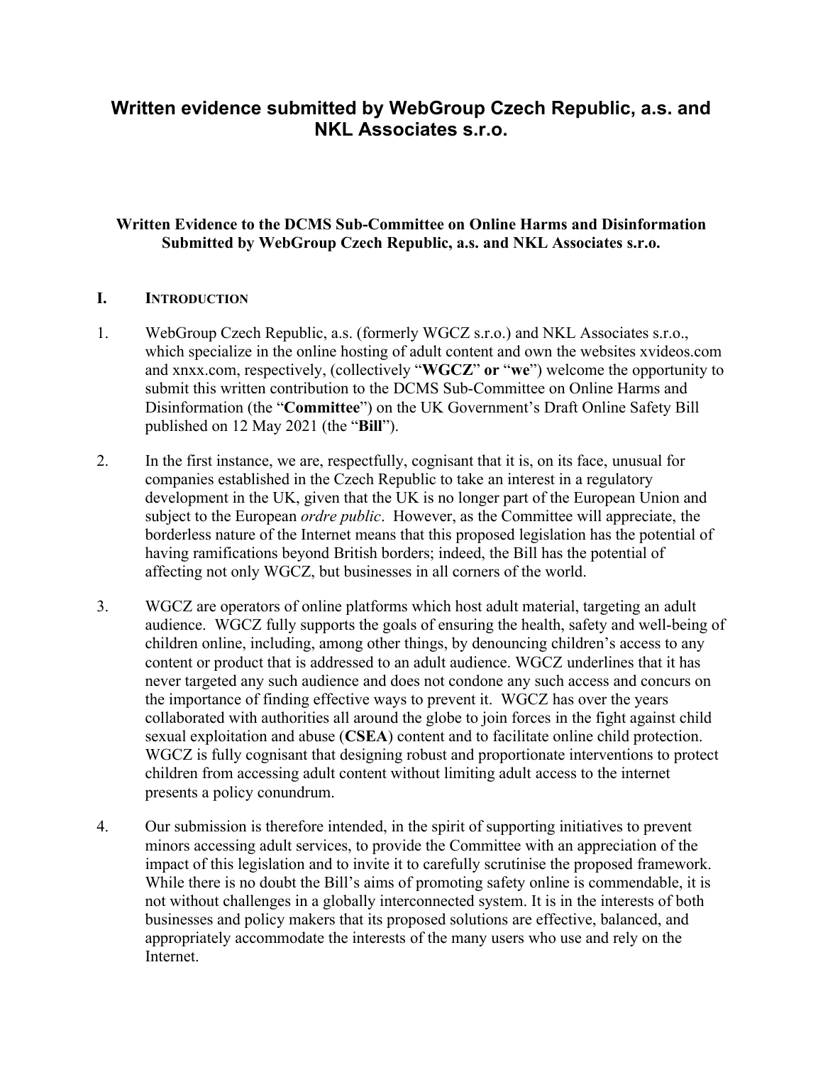# Written evidence submitted by WebGroup Czech Republic, a.s. and NKL Associates s.r.o.

**Written Evidence to the DCMS Sub-Committee on Online Harms and Disinformation Submitted by WebGroup Czech Republic, a.s. and NKL Associates s.r.o.**

## I. INTRODUCTION

1. WebGroup Czech Republic, a.s. (formerly WGCZ s.r.o.) and NKL Associates s.r.o., which specialize in the online hosting of adult content and own the websites xvideos.com and xnxx.com, respectively, (collectively "**WGCZ**" **or** "**we**") welcome the opportunity to submit this written contribution to the DCMS Sub-Committee on Online Harms and Disinformation (the "**Committee**") on the UK Government's Draft Online Safety Bill published on 12 May 2021 (the "**Bill**").

2. In the first instance, we are, respectfully, cognisant that it is, on its face, unusual for companies established in the Czech Republic to take an interest in a regulatory development in the UK, given that the UK is no longer part of the European Union and subject to the European *ordre public*. However, as the Committee will appreciate, the borderless nature of the Internet means that this proposed legislation has the potential of having ramifications beyond British borders; indeed, the Bill has the potential of affecting not only WGCZ, but businesses in all corners of the world.

3. WGCZ are operators of online platforms which host adult material, targeting an adult audience. WGCZ fully supports the goals of ensuring the health, safety and well-being of children online, including, among other things, by denouncing children's access to any content or product that is addressed to an adult audience. WGCZ underlines that it has never targeted any such audience and does not condone any such access and concurs on the importance of finding effective ways to prevent it. WGCZ has over the years collaborated with authorities all around the globe to join forces in the fight against child sexual exploitation and abuse (**CSEA**) content and to facilitate online child protection. WGCZ is fully cognisant that designing robust and proportionate interventions to protect children from accessing adult content without limiting adult access to the internet presents a policy conundrum.

4. Our submission is therefore intended, in the spirit of supporting initiatives to prevent minors accessing adult services, to provide the Committee with an appreciation of the impact of this legislation and to invite it to carefully scrutinise the proposed framework. While there is no doubt the Bill's aims of promoting safety online is commendable, it is not without challenges in a globally interconnected system. It is in the interests of both businesses and policy makers that its proposed solutions are effective, balanced, and appropriately accommodate the interests of the many users who use and rely on the Internet.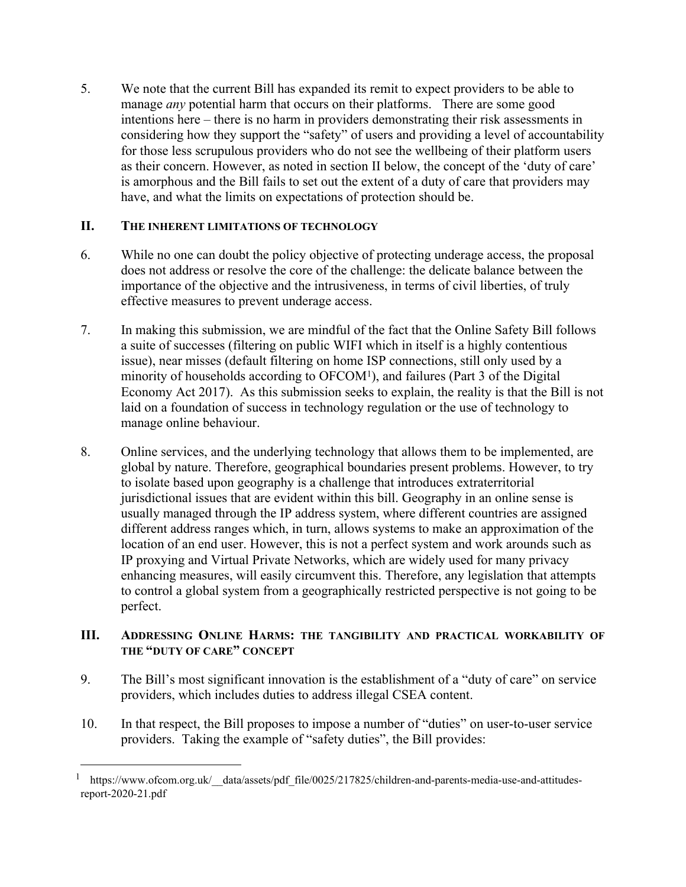5. We note that the current Bill has expanded its remit to expect providers to be able to manage *any* potential harm that occurs on their platforms. There are some good intentions here – there is no harm in providers demonstrating their risk assessments in considering how they support the "safety" of users and providing a level of accountability for those less scrupulous providers who do not see the wellbeing of their platform users as their concern. However, as noted in section II below, the concept of the 'duty of care' is amorphous and the Bill fails to set out the extent of a duty of care that providers may have, and what the limits on expectations of protection should be.

## II. THE INHERENT LIMITATIONS OF TECHNOLOGY

6. While no one can doubt the policy objective of protecting underage access, the proposal does not address or resolve the core of the challenge: the delicate balance between the importance of the objective and the intrusiveness, in terms of civil liberties, of truly effective measures to prevent underage access.

7. In making this submission, we are mindful of the fact that the Online Safety Bill follows a suite of successes (filtering on public WIFI which in itself is a highly contentious issue), near misses (default filtering on home ISP connections, still only used by a minority of households according to OFCOM[1]), and failures (Part 3 of the Digital Economy Act 2017). As this submission seeks to explain, the reality is that the Bill is not laid on a foundation of success in technology regulation or the use of technology to manage online behaviour.

8. Online services, and the underlying technology that allows them to be implemented, are global by nature. Therefore, geographical boundaries present problems. However, to try to isolate based upon geography is a challenge that introduces extraterritorial jurisdictional issues that are evident within this bill. Geography in an online sense is usually managed through the IP address system, where different countries are assigned different address ranges which, in turn, allows systems to make an approximation of the location of an end user. However, this is not a perfect system and work arounds such as IP proxying and Virtual Private Networks, which are widely used for many privacy enhancing measures, will easily circumvent this. Therefore, any legislation that attempts to control a global system from a geographically restricted perspective is not going to be perfect.

## III. ADDRESSING ONLINE HARMS: THE TANGIBILITY AND PRACTICAL WORKABILITY OF THE "DUTY OF CARE" CONCEPT

9. The Bill's most significant innovation is the establishment of a "duty of care" on service providers, which includes duties to address illegal CSEA content.

10. In that respect, the Bill proposes to impose a number of "duties" on user-to-user service providers. Taking the example of "safety duties", the Bill provides:

---

[1] https://www.ofcom.org.uk/__data/assets/pdf_file/0025/217825/children-and-parents-media-use-and-attitudes-report-2020-21.pdf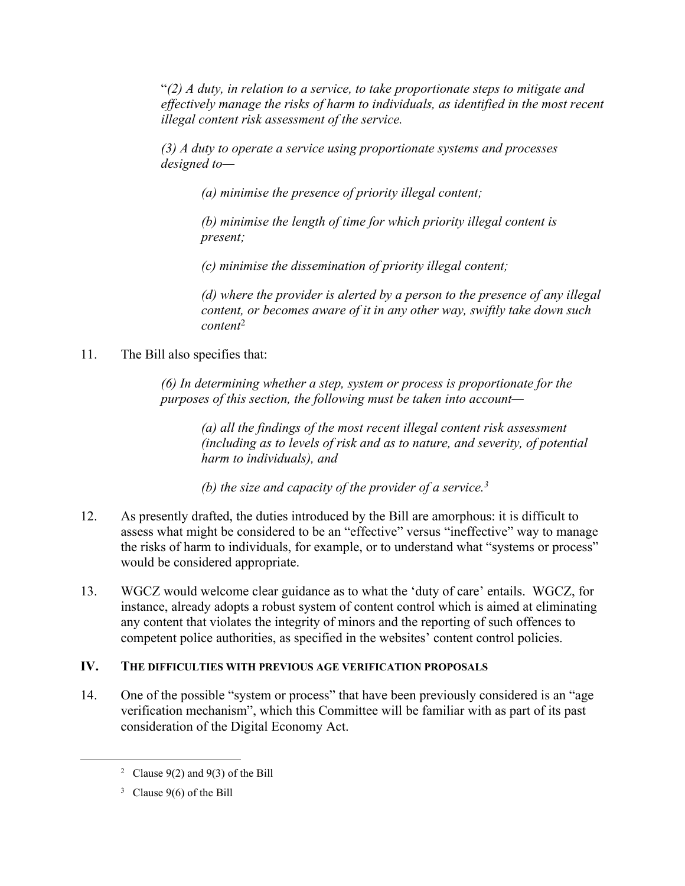"*(2) A duty, in relation to a service, to take proportionate steps to mitigate and effectively manage the risks of harm to individuals, as identified in the most recent illegal content risk assessment of the service.*

*(3) A duty to operate a service using proportionate systems and processes designed to—*

> *(a) minimise the presence of priority illegal content;*
>
> *(b) minimise the length of time for which priority illegal content is present;*
>
> *(c) minimise the dissemination of priority illegal content;*
>
> *(d) where the provider is alerted by a person to the presence of any illegal content, or becomes aware of it in any other way, swiftly take down such content*[2]

11. The Bill also specifies that:

*(6) In determining whether a step, system or process is proportionate for the purposes of this section, the following must be taken into account—*

> *(a) all the findings of the most recent illegal content risk assessment (including as to levels of risk and as to nature, and severity, of potential harm to individuals), and*
>
> *(b) the size and capacity of the provider of a service.*[3]

12. As presently drafted, the duties introduced by the Bill are amorphous: it is difficult to assess what might be considered to be an "effective" versus "ineffective" way to manage the risks of harm to individuals, for example, or to understand what "systems or process" would be considered appropriate.

13. WGCZ would welcome clear guidance as to what the 'duty of care' entails. WGCZ, for instance, already adopts a robust system of content control which is aimed at eliminating any content that violates the integrity of minors and the reporting of such offences to competent police authorities, as specified in the websites' content control policies.

## IV. The difficulties with previous age verification proposals

14. One of the possible "system or process" that have been previously considered is an "age verification mechanism", which this Committee will be familiar with as part of its past consideration of the Digital Economy Act.

---

[2] Clause 9(2) and 9(3) of the Bill

[3] Clause 9(6) of the Bill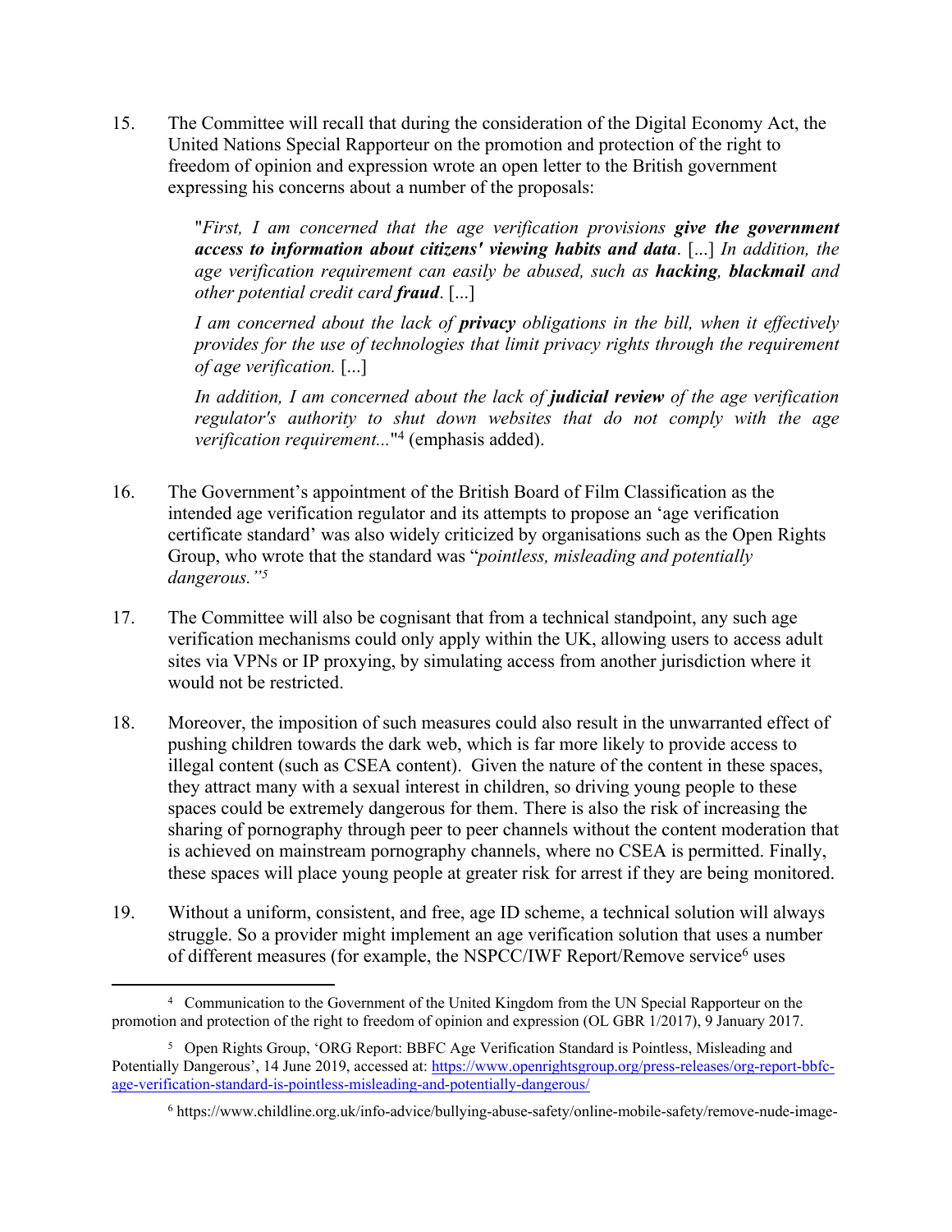15. The Committee will recall that during the consideration of the Digital Economy Act, the United Nations Special Rapporteur on the promotion and protection of the right to freedom of opinion and expression wrote an open letter to the British government expressing his concerns about a number of the proposals:

> "*First, I am concerned that the age verification provisions* ***give the government access to information about citizens' viewing habits and data****.* [...] *In addition, the age verification requirement can easily be abused, such as* ***hacking****,* ***blackmail*** *and other potential credit card* ***fraud****.* [...]
>
> *I am concerned about the lack of* ***privacy*** *obligations in the bill, when it effectively provides for the use of technologies that limit privacy rights through the requirement of age verification.* [...]
>
> *In addition, I am concerned about the lack of* ***judicial review*** *of the age verification regulator's authority to shut down websites that do not comply with the age verification requirement...*"[4] (emphasis added).

16. The Government's appointment of the British Board of Film Classification as the intended age verification regulator and its attempts to propose an 'age verification certificate standard' was also widely criticized by organisations such as the Open Rights Group, who wrote that the standard was "*pointless, misleading and potentially dangerous.*"[5]

17. The Committee will also be cognisant that from a technical standpoint, any such age verification mechanisms could only apply within the UK, allowing users to access adult sites via VPNs or IP proxying, by simulating access from another jurisdiction where it would not be restricted.

18. Moreover, the imposition of such measures could also result in the unwarranted effect of pushing children towards the dark web, which is far more likely to provide access to illegal content (such as CSEA content). Given the nature of the content in these spaces, they attract many with a sexual interest in children, so driving young people to these spaces could be extremely dangerous for them. There is also the risk of increasing the sharing of pornography through peer to peer channels without the content moderation that is achieved on mainstream pornography channels, where no CSEA is permitted. Finally, these spaces will place young people at greater risk for arrest if they are being monitored.

19. Without a uniform, consistent, and free, age ID scheme, a technical solution will always struggle. So a provider might implement an age verification solution that uses a number of different measures (for example, the NSPCC/IWF Report/Remove service[6] uses

---

[4] Communication to the Government of the United Kingdom from the UN Special Rapporteur on the promotion and protection of the right to freedom of opinion and expression (OL GBR 1/2017), 9 January 2017.

[5] Open Rights Group, 'ORG Report: BBFC Age Verification Standard is Pointless, Misleading and Potentially Dangerous', 14 June 2019, accessed at: https://www.openrightsgroup.org/press-releases/org-report-bbfc-age-verification-standard-is-pointless-misleading-and-potentially-dangerous/

[6] https://www.childline.org.uk/info-advice/bullying-abuse-safety/online-mobile-safety/remove-nude-image-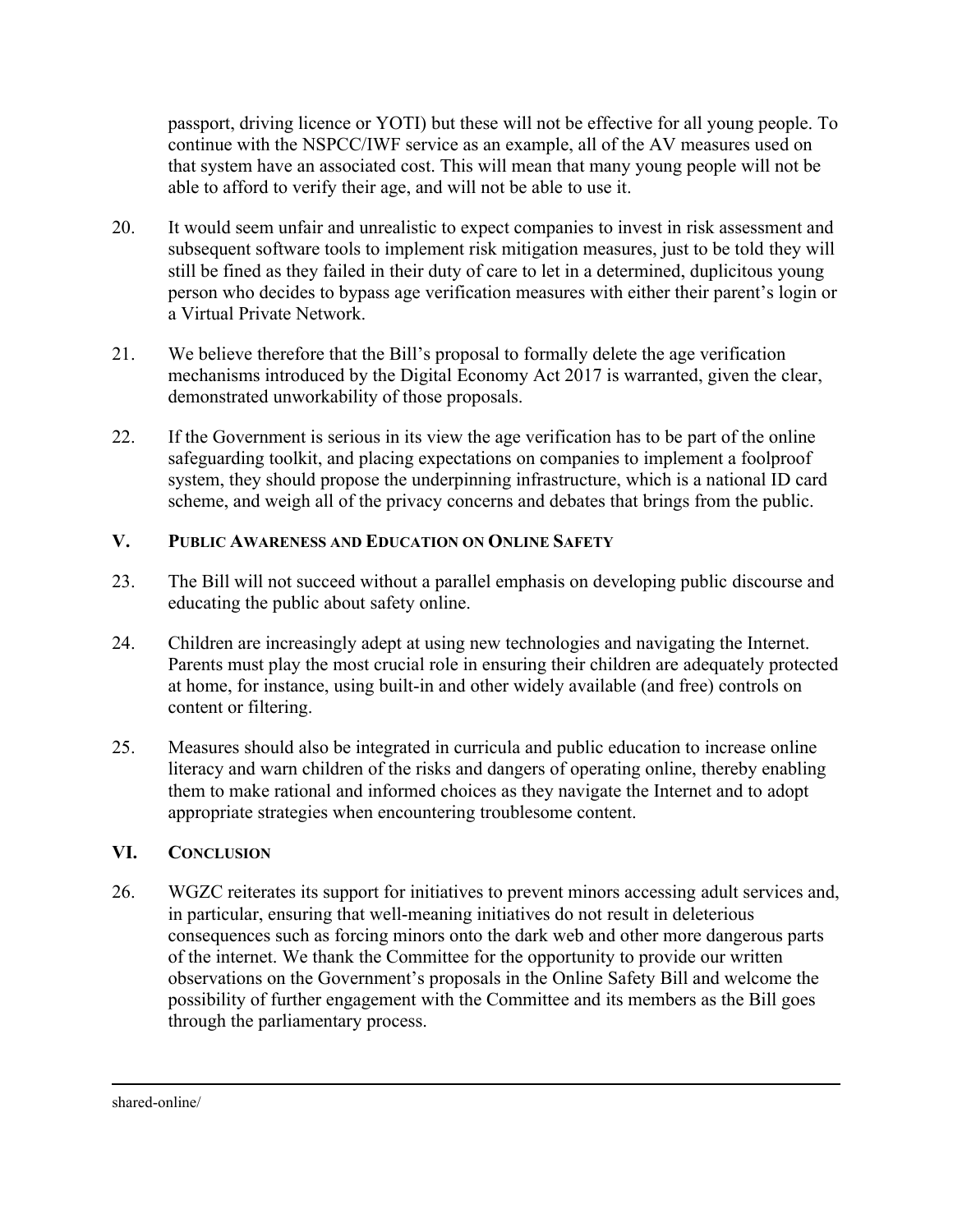passport, driving licence or YOTI) but these will not be effective for all young people. To continue with the NSPCC/IWF service as an example, all of the AV measures used on that system have an associated cost. This will mean that many young people will not be able to afford to verify their age, and will not be able to use it.

20. It would seem unfair and unrealistic to expect companies to invest in risk assessment and subsequent software tools to implement risk mitigation measures, just to be told they will still be fined as they failed in their duty of care to let in a determined, duplicitous young person who decides to bypass age verification measures with either their parent's login or a Virtual Private Network.

21. We believe therefore that the Bill's proposal to formally delete the age verification mechanisms introduced by the Digital Economy Act 2017 is warranted, given the clear, demonstrated unworkability of those proposals.

22. If the Government is serious in its view the age verification has to be part of the online safeguarding toolkit, and placing expectations on companies to implement a foolproof system, they should propose the underpinning infrastructure, which is a national ID card scheme, and weigh all of the privacy concerns and debates that brings from the public.

## V. Public Awareness and Education on Online Safety

23. The Bill will not succeed without a parallel emphasis on developing public discourse and educating the public about safety online.

24. Children are increasingly adept at using new technologies and navigating the Internet. Parents must play the most crucial role in ensuring their children are adequately protected at home, for instance, using built-in and other widely available (and free) controls on content or filtering.

25. Measures should also be integrated in curricula and public education to increase online literacy and warn children of the risks and dangers of operating online, thereby enabling them to make rational and informed choices as they navigate the Internet and to adopt appropriate strategies when encountering troublesome content.

## VI. Conclusion

26. WGZC reiterates its support for initiatives to prevent minors accessing adult services and, in particular, ensuring that well-meaning initiatives do not result in deleterious consequences such as forcing minors onto the dark web and other more dangerous parts of the internet. We thank the Committee for the opportunity to provide our written observations on the Government's proposals in the Online Safety Bill and welcome the possibility of further engagement with the Committee and its members as the Bill goes through the parliamentary process.

---

shared-online/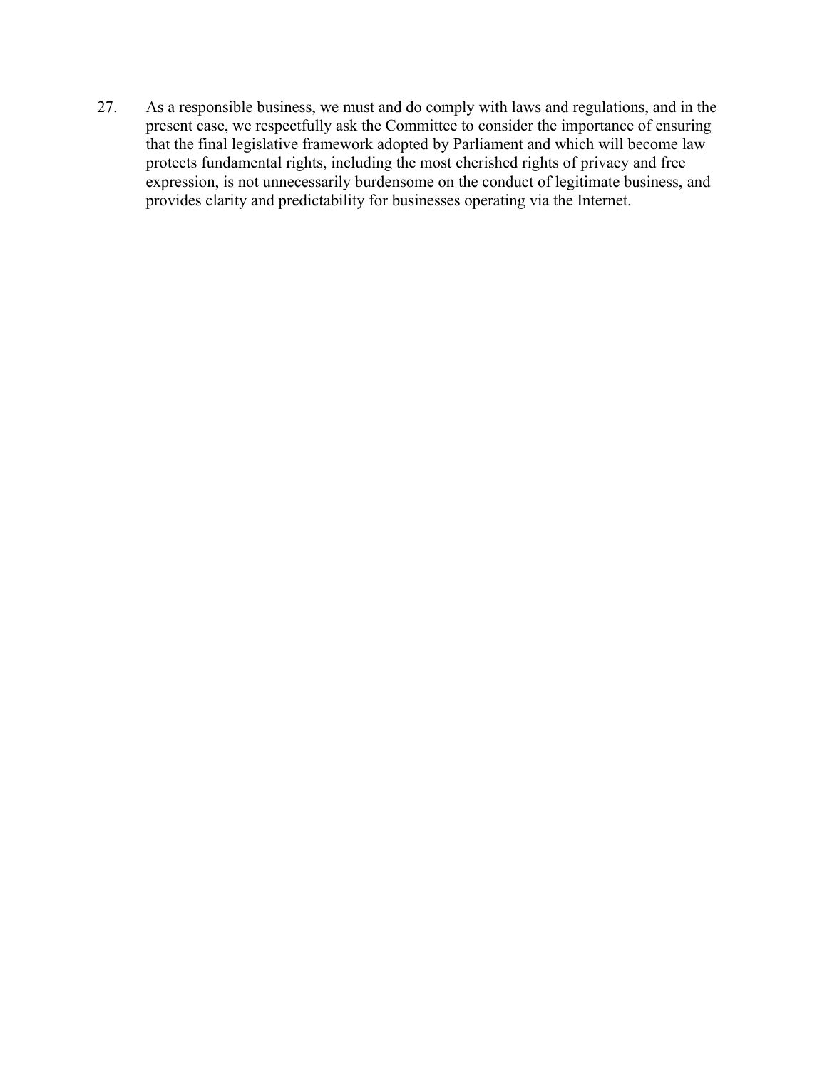27. As a responsible business, we must and do comply with laws and regulations, and in the present case, we respectfully ask the Committee to consider the importance of ensuring that the final legislative framework adopted by Parliament and which will become law protects fundamental rights, including the most cherished rights of privacy and free expression, is not unnecessarily burdensome on the conduct of legitimate business, and provides clarity and predictability for businesses operating via the Internet.